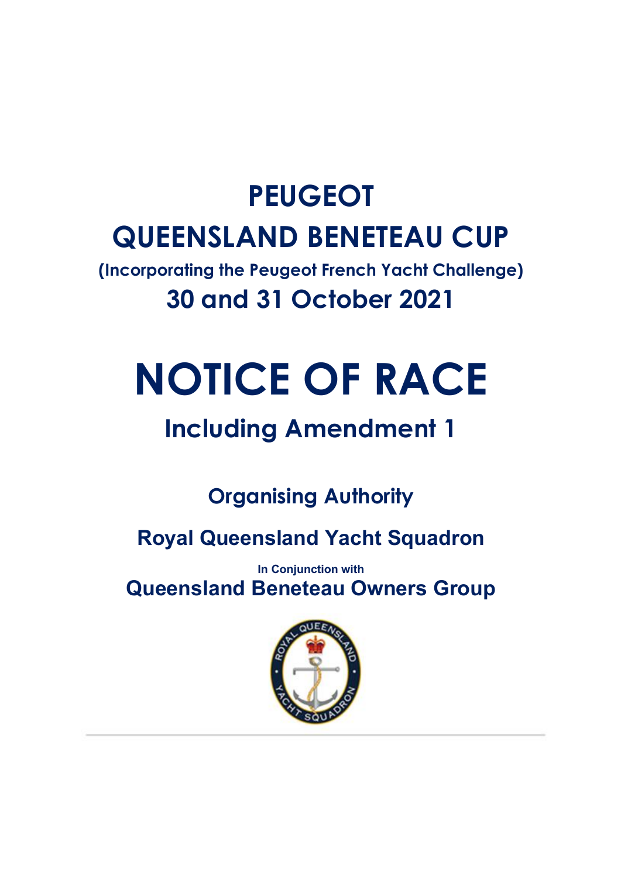# PEUGEOT

# QUEENSLAND BENETEAU CUP

**(Incorporating the Peugeot French Yacht Challenge)**

## 30 and 31 October 2021

# NOTICE OF RACE

## Including Amendment 1

### Organising Authority

### Royal Queensland Yacht Squadron

**In Conjunction with**

### Queensland Beneteau Owners Group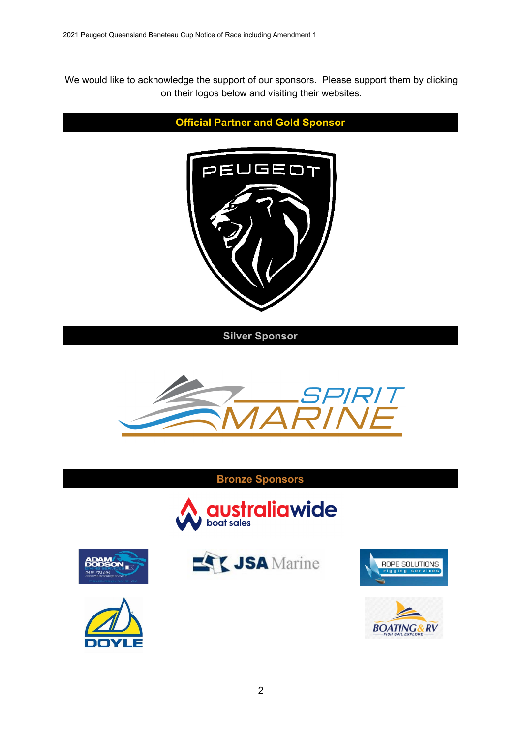We would like to acknowledge the support of our sponsors. Please support them by clicking on their logos below and visiting their websites.

## Official Partner and Gold Sponsor

## Silver Sponsor

## Bronze Sponsors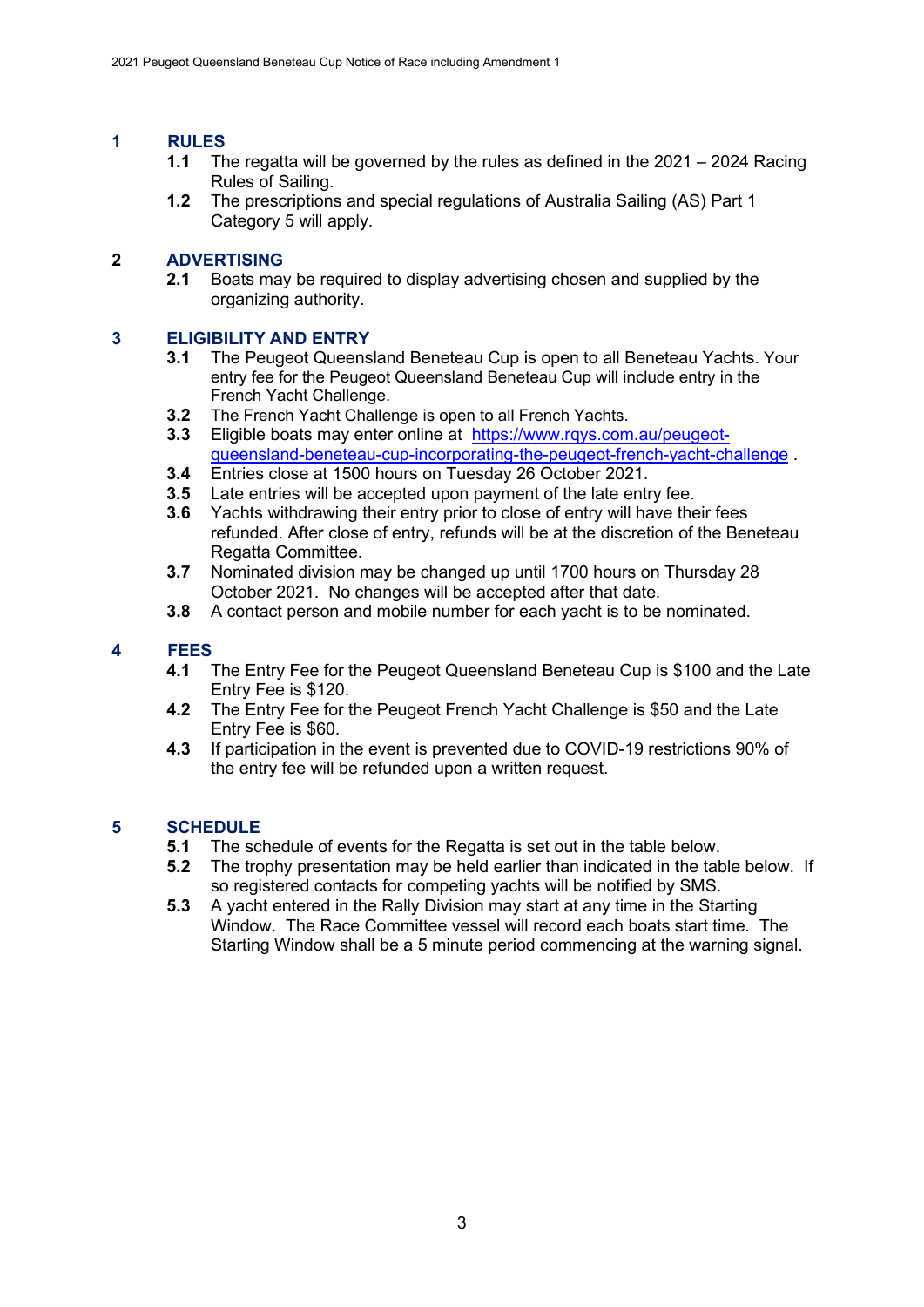## 1 RULES

**1.1** The regatta will be governed by the rules as defined in the 2021 – 2024 Racing Rules of Sailing.

**1.2** The prescriptions and special regulations of Australia Sailing (AS) Part 1 Category 5 will apply.

## 2 ADVERTISING

**2.1** Boats may be required to display advertising chosen and supplied by the organizing authority.

## 3 ELIGIBILITY AND ENTRY

**3.1** The Peugeot Queensland Beneteau Cup is open to all Beneteau Yachts. Your entry fee for the Peugeot Queensland Beneteau Cup will include entry in the French Yacht Challenge.

**3.2** The French Yacht Challenge is open to all French Yachts.

**3.3** Eligible boats may enter online at [https://www.rqys.com.au/peugeot-queensland-beneteau-cup-incorporating-the-peugeot-french-yacht-challenge](https://www.rqys.com.au/peugeot-queensland-beneteau-cup-incorporating-the-peugeot-french-yacht-challenge) .

**3.4** Entries close at 1500 hours on Tuesday 26 October 2021.

**3.5** Late entries will be accepted upon payment of the late entry fee.

**3.6** Yachts withdrawing their entry prior to close of entry will have their fees refunded. After close of entry, refunds will be at the discretion of the Beneteau Regatta Committee.

**3.7** Nominated division may be changed up until 1700 hours on Thursday 28 October 2021. No changes will be accepted after that date.

**3.8** A contact person and mobile number for each yacht is to be nominated.

## 4 FEES

**4.1** The Entry Fee for the Peugeot Queensland Beneteau Cup is $100 and the Late Entry Fee is $120.

**4.2** The Entry Fee for the Peugeot French Yacht Challenge is $50 and the Late Entry Fee is $60.

**4.3** If participation in the event is prevented due to COVID-19 restrictions 90% of the entry fee will be refunded upon a written request.

## 5 SCHEDULE

**5.1** The schedule of events for the Regatta is set out in the table below.

**5.2** The trophy presentation may be held earlier than indicated in the table below. If so registered contacts for competing yachts will be notified by SMS.

**5.3** A yacht entered in the Rally Division may start at any time in the Starting Window. The Race Committee vessel will record each boats start time. The Starting Window shall be a 5 minute period commencing at the warning signal.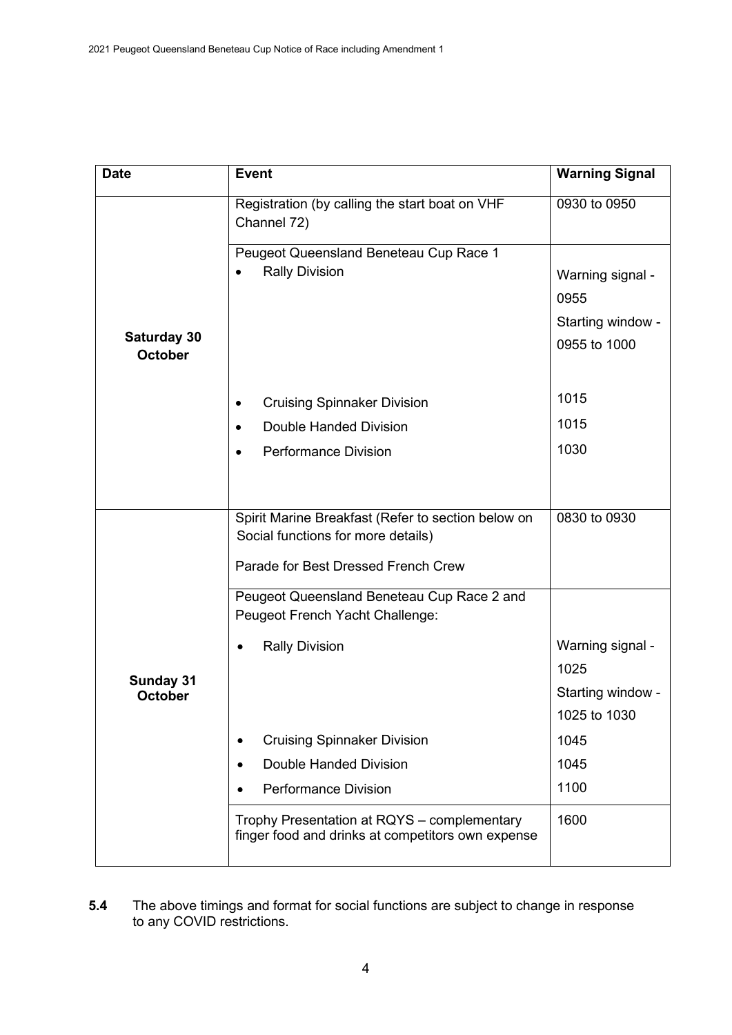| Date | Event | Warning Signal |
| --- | --- | --- |
| **Saturday 30 October** | Registration (by calling the start boat on VHF Channel 72) | 0930 to 0950 |
| | Peugeot Queensland Beneteau Cup Race 1 | |
| | • Rally Division | Warning signal - 0955<br>Starting window - 0955 to 1000 |
| | • Cruising Spinnaker Division | 1015 |
| | • Double Handed Division | 1015 |
| | • Performance Division | 1030 |
| **Sunday 31 October** | Spirit Marine Breakfast (Refer to section below on Social functions for more details)<br>Parade for Best Dressed French Crew | 0830 to 0930 |
| | Peugeot Queensland Beneteau Cup Race 2 and Peugeot French Yacht Challenge: | |
| | • Rally Division | Warning signal - 1025<br>Starting window - 1025 to 1030 |
| | • Cruising Spinnaker Division | 1045 |
| | • Double Handed Division | 1045 |
| | • Performance Division | 1100 |
| | Trophy Presentation at RQYS – complementary finger food and drinks at competitors own expense | 1600 |

**5.4** The above timings and format for social functions are subject to change in response to any COVID restrictions.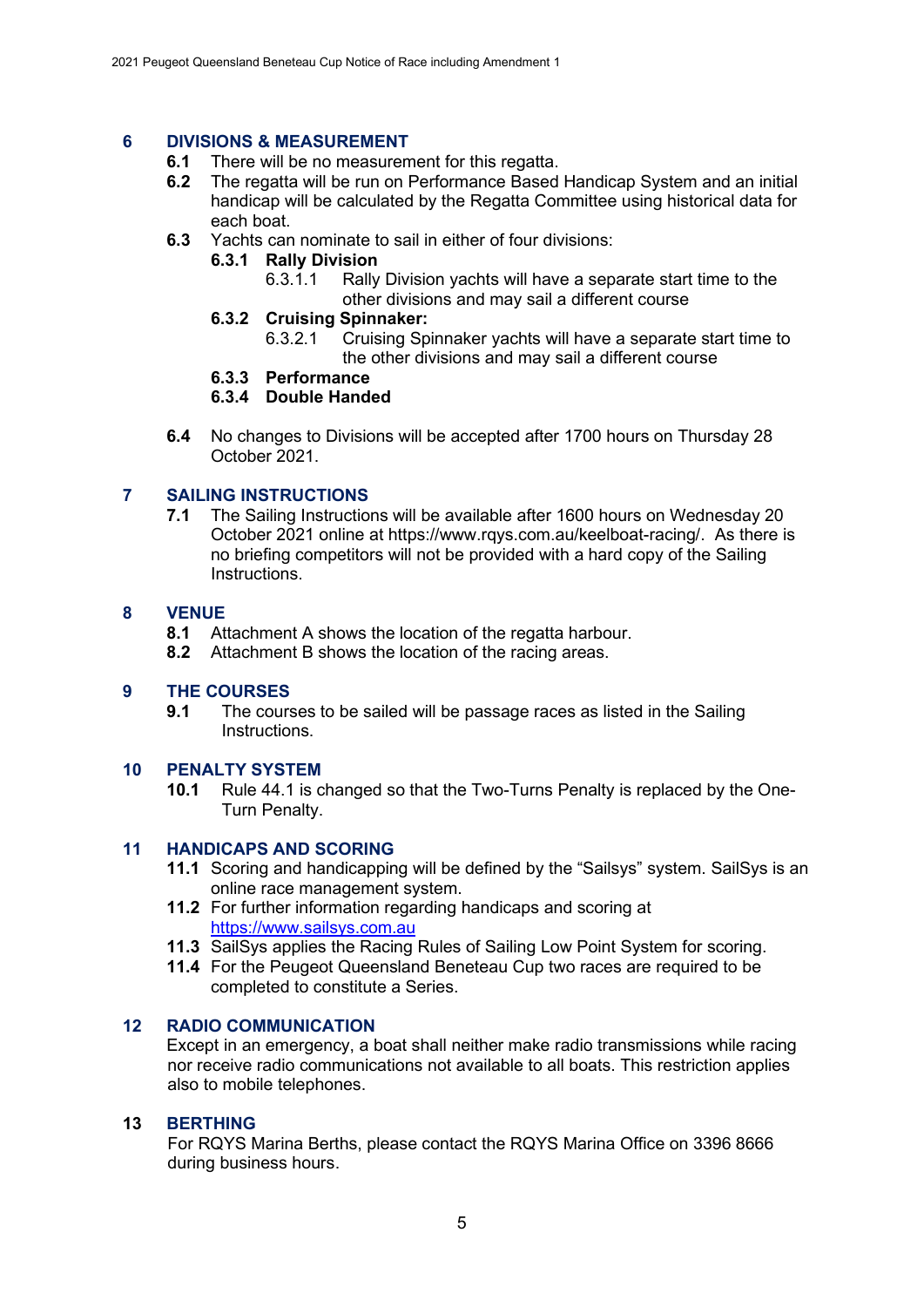## 6 DIVISIONS & MEASUREMENT

**6.1** There will be no measurement for this regatta.

**6.2** The regatta will be run on Performance Based Handicap System and an initial handicap will be calculated by the Regatta Committee using historical data for each boat.

**6.3** Yachts can nominate to sail in either of four divisions:

**6.3.1 Rally Division**

6.3.1.1 Rally Division yachts will have a separate start time to the other divisions and may sail a different course

**6.3.2 Cruising Spinnaker:**

6.3.2.1 Cruising Spinnaker yachts will have a separate start time to the other divisions and may sail a different course

**6.3.3 Performance**

**6.3.4 Double Handed**

**6.4** No changes to Divisions will be accepted after 1700 hours on Thursday 28 October 2021.

## 7 SAILING INSTRUCTIONS

**7.1** The Sailing Instructions will be available after 1600 hours on Wednesday 20 October 2021 online at https://www.rqys.com.au/keelboat-racing/. As there is no briefing competitors will not be provided with a hard copy of the Sailing Instructions.

## 8 VENUE

**8.1** Attachment A shows the location of the regatta harbour.

**8.2** Attachment B shows the location of the racing areas.

## 9 THE COURSES

**9.1** The courses to be sailed will be passage races as listed in the Sailing Instructions.

## 10 PENALTY SYSTEM

**10.1** Rule 44.1 is changed so that the Two-Turns Penalty is replaced by the One-Turn Penalty.

## 11 HANDICAPS AND SCORING

**11.1** Scoring and handicapping will be defined by the "Sailsys" system. SailSys is an online race management system.

**11.2** For further information regarding handicaps and scoring at https://www.sailsys.com.au

**11.3** SailSys applies the Racing Rules of Sailing Low Point System for scoring.

**11.4** For the Peugeot Queensland Beneteau Cup two races are required to be completed to constitute a Series.

## 12 RADIO COMMUNICATION

Except in an emergency, a boat shall neither make radio transmissions while racing nor receive radio communications not available to all boats. This restriction applies also to mobile telephones.

## 13 BERTHING

For RQYS Marina Berths, please contact the RQYS Marina Office on 3396 8666 during business hours.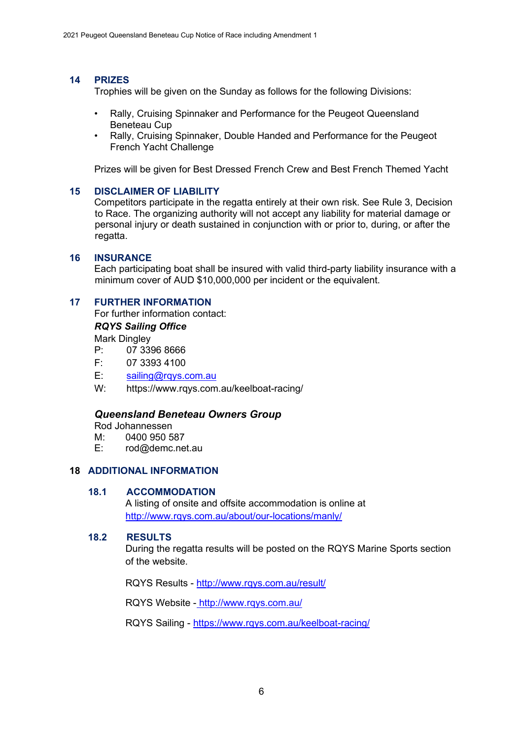## 14 PRIZES

Trophies will be given on the Sunday as follows for the following Divisions:

- Rally, Cruising Spinnaker and Performance for the Peugeot Queensland Beneteau Cup
- Rally, Cruising Spinnaker, Double Handed and Performance for the Peugeot French Yacht Challenge

Prizes will be given for Best Dressed French Crew and Best French Themed Yacht

## 15 DISCLAIMER OF LIABILITY

Competitors participate in the regatta entirely at their own risk. See Rule 3, Decision to Race. The organizing authority will not accept any liability for material damage or personal injury or death sustained in conjunction with or prior to, during, or after the regatta.

## 16 INSURANCE

Each participating boat shall be insured with valid third-party liability insurance with a minimum cover of AUD $10,000,000 per incident or the equivalent.

## 17 FURTHER INFORMATION

For further information contact:

***RQYS Sailing Office***

Mark Dingley
P: 07 3396 8666
F: 07 3393 4100
E: sailing@rqys.com.au
W: https://www.rqys.com.au/keelboat-racing/

***Queensland Beneteau Owners Group***

Rod Johannessen
M: 0400 950 587
E: rod@demc.net.au

## 18 ADDITIONAL INFORMATION

### 18.1 ACCOMMODATION

A listing of onsite and offsite accommodation is online at http://www.rqys.com.au/about/our-locations/manly/

### 18.2 RESULTS

During the regatta results will be posted on the RQYS Marine Sports section of the website.

RQYS Results - http://www.rqys.com.au/result/

RQYS Website - http://www.rqys.com.au/

RQYS Sailing - https://www.rqys.com.au/keelboat-racing/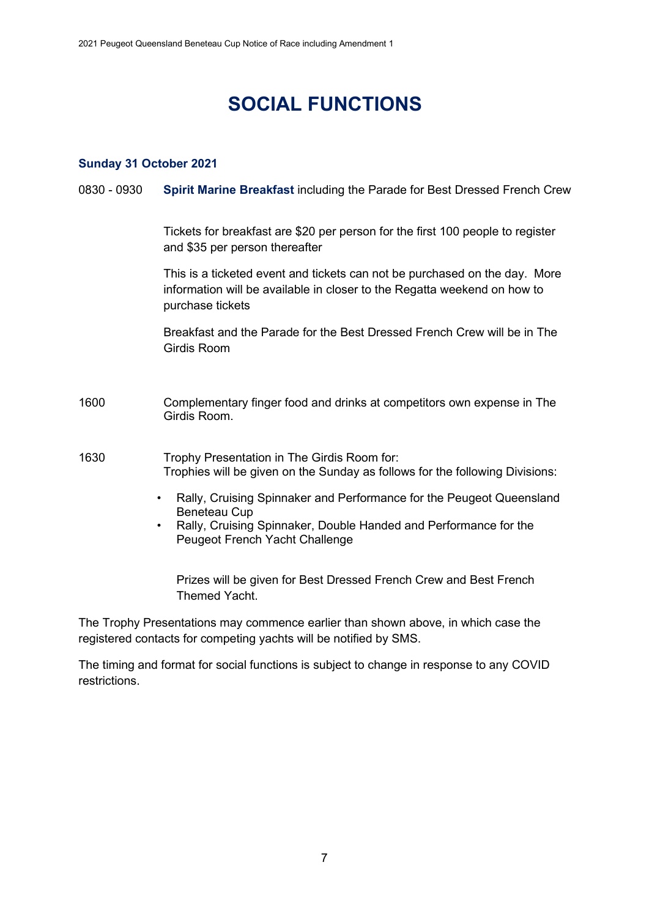# SOCIAL FUNCTIONS

### Sunday 31 October 2021

0830 - 0930 **Spirit Marine Breakfast** including the Parade for Best Dressed French Crew

Tickets for breakfast are $20 per person for the first 100 people to register and $35 per person thereafter

This is a ticketed event and tickets can not be purchased on the day. More information will be available in closer to the Regatta weekend on how to purchase tickets

Breakfast and the Parade for the Best Dressed French Crew will be in The Girdis Room

1600 Complementary finger food and drinks at competitors own expense in The Girdis Room.

1630 Trophy Presentation in The Girdis Room for:
Trophies will be given on the Sunday as follows for the following Divisions:

- Rally, Cruising Spinnaker and Performance for the Peugeot Queensland Beneteau Cup
- Rally, Cruising Spinnaker, Double Handed and Performance for the Peugeot French Yacht Challenge

Prizes will be given for Best Dressed French Crew and Best French Themed Yacht.

The Trophy Presentations may commence earlier than shown above, in which case the registered contacts for competing yachts will be notified by SMS.

The timing and format for social functions is subject to change in response to any COVID restrictions.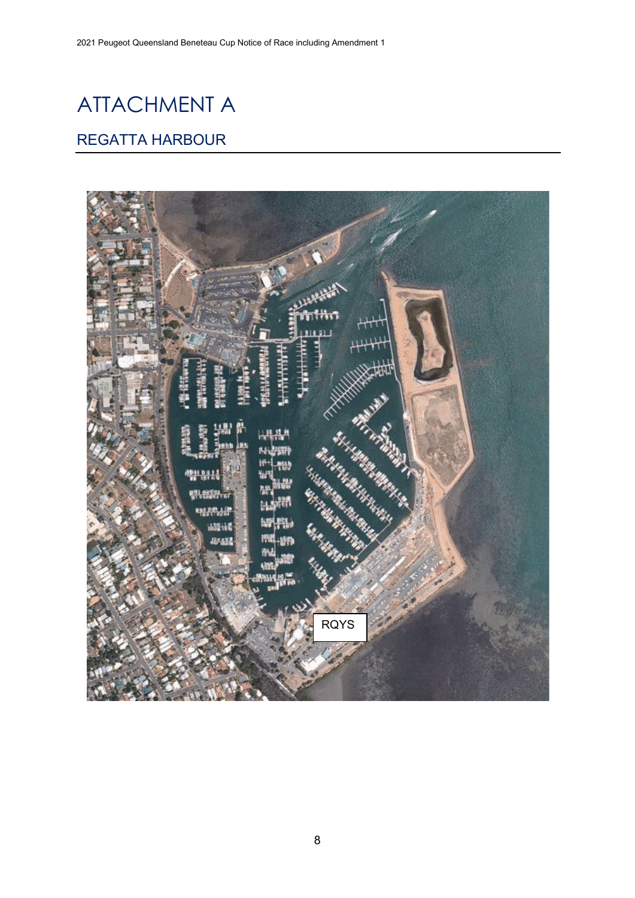# ATTACHMENT A

## REGATTA HARBOUR

RQYS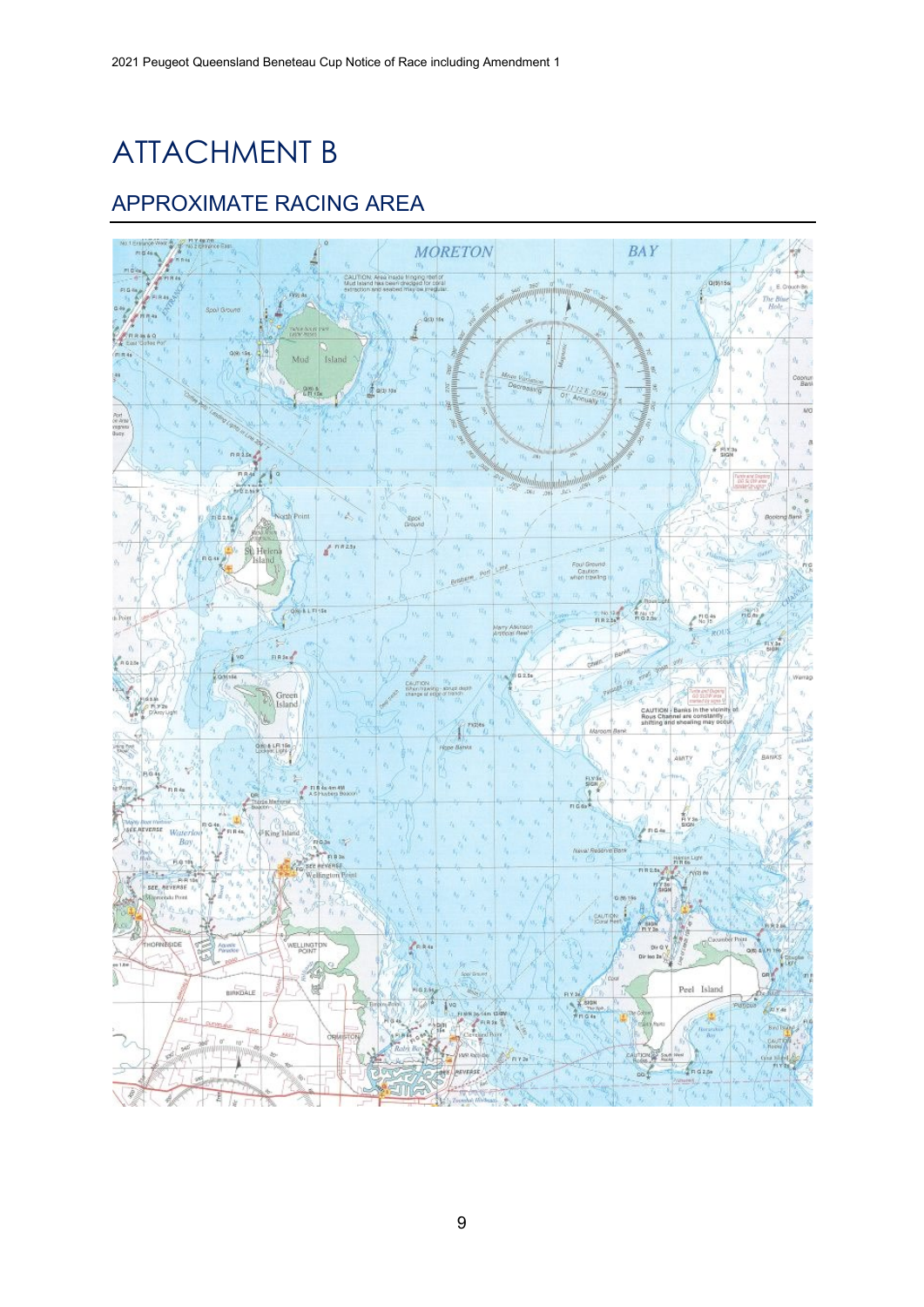# ATTACHMENT B

## APPROXIMATE RACING AREA